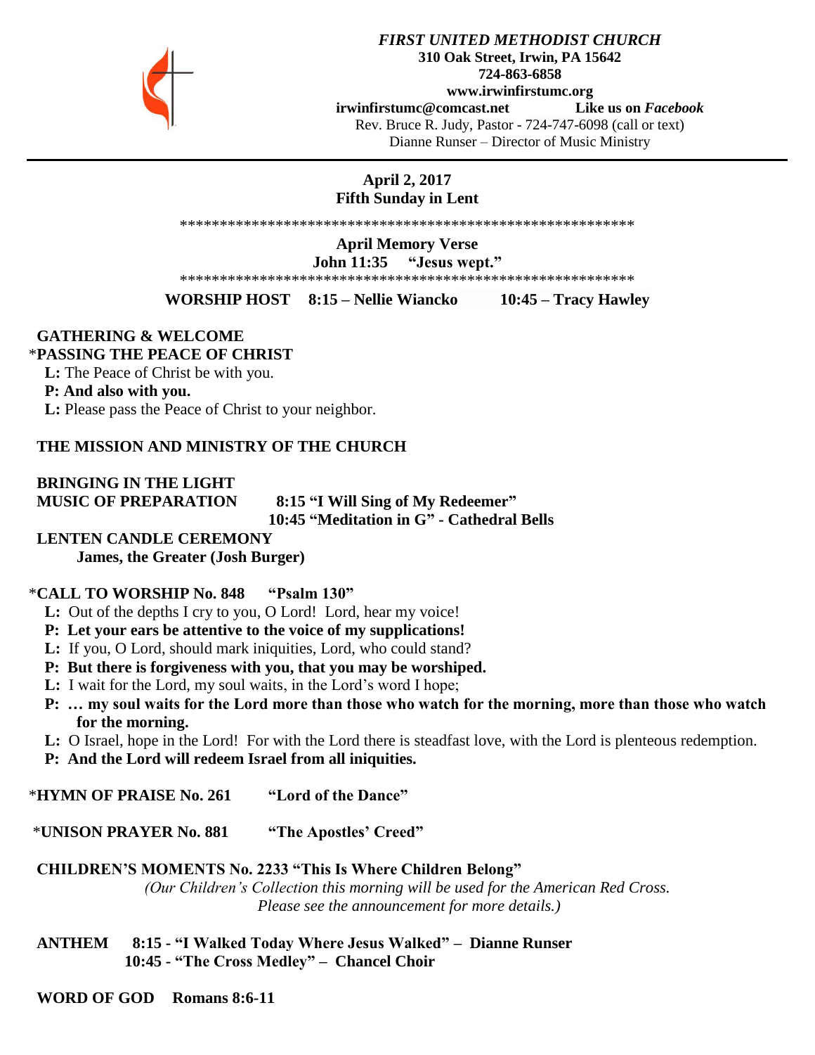***FIRST UNITED METHODIST CHURCH***
**310 Oak Street, Irwin, PA 15642**
**724-863-6858**
**www.irwinfirstumc.org**
**irwinfirstumc@comcast.net** **Like us on *Facebook***
Rev. Bruce R. Judy, Pastor - 724-747-6098 (call or text)
Dianne Runser – Director of Music Ministry

---

**April 2, 2017**
**Fifth Sunday in Lent**

\*\*\*\*\*\*\*\*\*\*\*\*\*\*\*\*\*\*\*\*\*\*\*\*\*\*\*\*\*\*\*\*\*\*\*\*\*\*\*\*\*\*\*\*\*\*\*\*\*\*\*\*\*\*\*\*\*\*\*\*

**April Memory Verse**
**John 11:35 "Jesus wept."**

\*\*\*\*\*\*\*\*\*\*\*\*\*\*\*\*\*\*\*\*\*\*\*\*\*\*\*\*\*\*\*\*\*\*\*\*\*\*\*\*\*\*\*\*\*\*\*\*\*\*\*\*\*\*\*\*\*\*\*\*

**WORSHIP HOST 8:15 – Nellie Wiancko 10:45 – Tracy Hawley**

**GATHERING & WELCOME**

\***PASSING THE PEACE OF CHRIST**

**L:** The Peace of Christ be with you.
**P: And also with you.**
**L:** Please pass the Peace of Christ to your neighbor.

**THE MISSION AND MINISTRY OF THE CHURCH**

**BRINGING IN THE LIGHT**

**MUSIC OF PREPARATION** **8:15 "I Will Sing of My Redeemer"**
**10:45 "Meditation in G" - Cathedral Bells**

**LENTEN CANDLE CEREMONY**
**James, the Greater (Josh Burger)**

\***CALL TO WORSHIP No. 848 "Psalm 130"**

**L:** Out of the depths I cry to you, O Lord! Lord, hear my voice!
**P: Let your ears be attentive to the voice of my supplications!**
**L:** If you, O Lord, should mark iniquities, Lord, who could stand?
**P: But there is forgiveness with you, that you may be worshiped.**
**L:** I wait for the Lord, my soul waits, in the Lord's word I hope;
**P: … my soul waits for the Lord more than those who watch for the morning, more than those who watch for the morning.**
**L:** O Israel, hope in the Lord! For with the Lord there is steadfast love, with the Lord is plenteous redemption.
**P: And the Lord will redeem Israel from all iniquities.**

\***HYMN OF PRAISE No. 261 "Lord of the Dance"**

\***UNISON PRAYER No. 881 "The Apostles' Creed"**

**CHILDREN'S MOMENTS No. 2233 "This Is Where Children Belong"**
*(Our Children's Collection this morning will be used for the American Red Cross. Please see the announcement for more details.)*

**ANTHEM 8:15 - "I Walked Today Where Jesus Walked" – Dianne Runser**
**10:45 - "The Cross Medley" – Chancel Choir**

**WORD OF GOD Romans 8:6-11**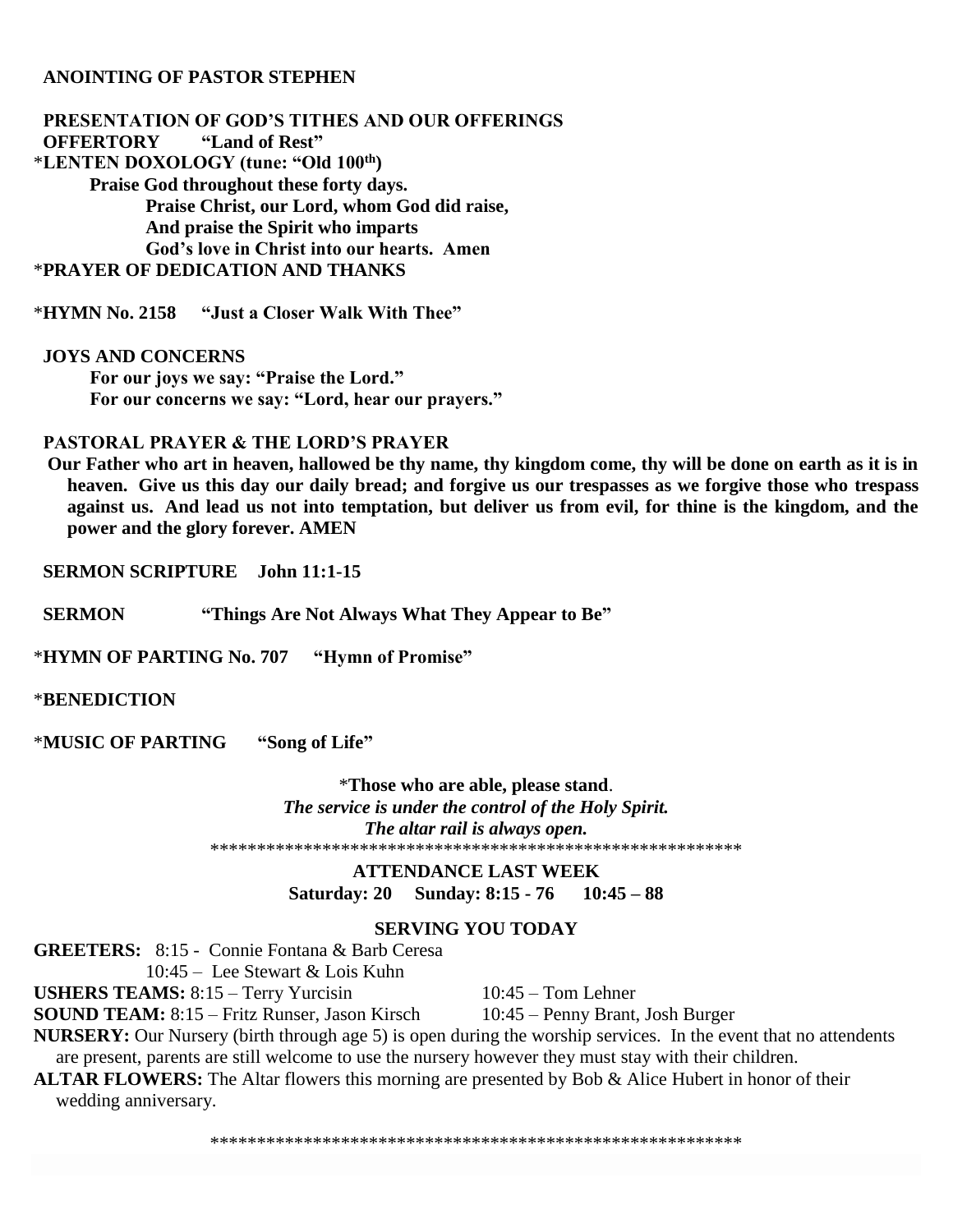**ANOINTING OF PASTOR STEPHEN**

**PRESENTATION OF GOD'S TITHES AND OUR OFFERINGS**

**OFFERTORY "Land of Rest"**

***LENTEN DOXOLOGY (tune: "Old 100th")**

**Praise God throughout these forty days.**
**Praise Christ, our Lord, whom God did raise,**
**And praise the Spirit who imparts**
**God's love in Christ into our hearts. Amen**

***PRAYER OF DEDICATION AND THANKS**

***HYMN No. 2158 "Just a Closer Walk With Thee"**

**JOYS AND CONCERNS**

**For our joys we say: "Praise the Lord."**
**For our concerns we say: "Lord, hear our prayers."**

**PASTORAL PRAYER & THE LORD'S PRAYER**

**Our Father who art in heaven, hallowed be thy name, thy kingdom come, thy will be done on earth as it is in heaven. Give us this day our daily bread; and forgive us our trespasses as we forgive those who trespass against us. And lead us not into temptation, but deliver us from evil, for thine is the kingdom, and the power and the glory forever. AMEN**

**SERMON SCRIPTURE John 11:1-15**

**SERMON "Things Are Not Always What They Appear to Be"**

***HYMN OF PARTING No. 707 "Hymn of Promise"**

***BENEDICTION**

***MUSIC OF PARTING "Song of Life"**

*__Those who are able, please stand__.
***The service is under the control of the Holy Spirit.***
***The altar rail is always open.***

**********************************************************

**ATTENDANCE LAST WEEK**
**Saturday: 20 Sunday: 8:15 - 76 10:45 – 88**

**SERVING YOU TODAY**

**GREETERS:** 8:15 - Connie Fontana & Barb Ceresa
10:45 – Lee Stewart & Lois Kuhn

**USHERS TEAMS:** 8:15 – Terry Yurcisin 10:45 – Tom Lehner

**SOUND TEAM:** 8:15 – Fritz Runser, Jason Kirsch 10:45 – Penny Brant, Josh Burger

**NURSERY:** Our Nursery (birth through age 5) is open during the worship services. In the event that no attendents are present, parents are still welcome to use the nursery however they must stay with their children.

**ALTAR FLOWERS:** The Altar flowers this morning are presented by Bob & Alice Hubert in honor of their wedding anniversary.

**********************************************************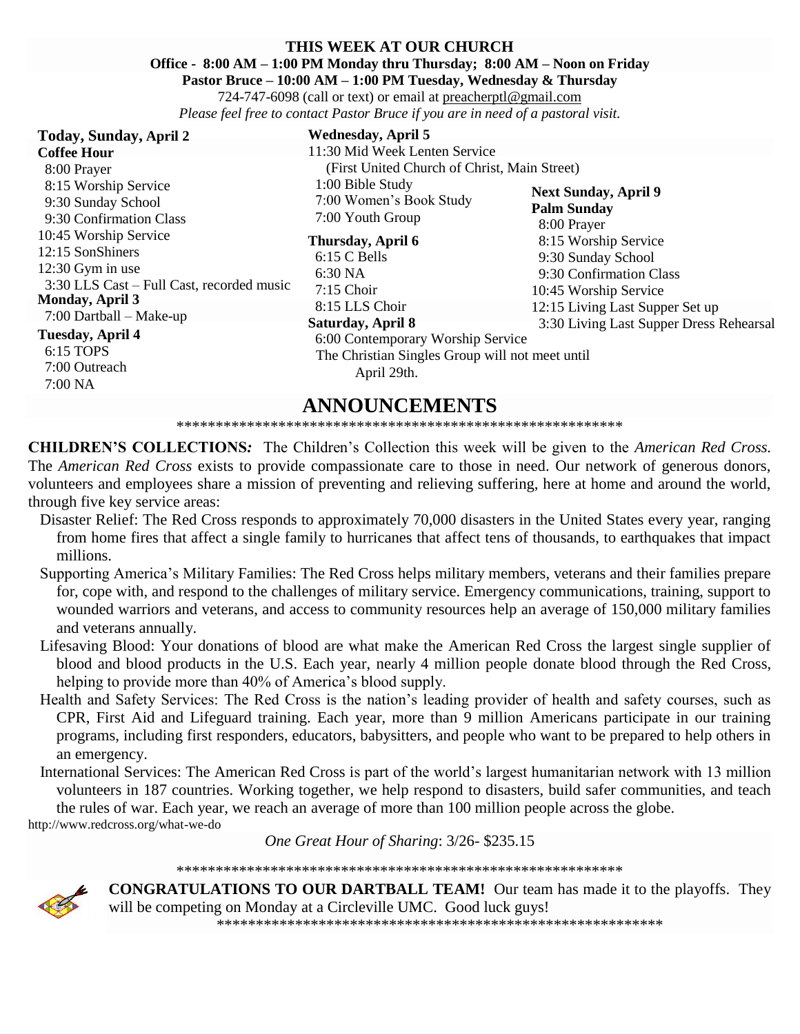# THIS WEEK AT OUR CHURCH

**Office - 8:00 AM – 1:00 PM Monday thru Thursday; 8:00 AM – Noon on Friday**

**Pastor Bruce – 10:00 AM – 1:00 PM Tuesday, Wednesday & Thursday**

724-747-6098 (call or text) or email at preacherptl@gmail.com

*Please feel free to contact Pastor Bruce if you are in need of a pastoral visit.*

**Today, Sunday, April 2**

**Coffee Hour**

8:00 Prayer
8:15 Worship Service
9:30 Sunday School
9:30 Confirmation Class
10:45 Worship Service
12:15 SonShiners
12:30 Gym in use
3:30 LLS Cast – Full Cast, recorded music

**Monday, April 3**

7:00 Dartball – Make-up

**Tuesday, April 4**

6:15 TOPS
7:00 Outreach
7:00 NA

**Wednesday, April 5**

11:30 Mid Week Lenten Service
(First United Church of Christ, Main Street)
1:00 Bible Study
7:00 Women's Book Study
7:00 Youth Group

**Thursday, April 6**

6:15 C Bells
6:30 NA
7:15 Choir
8:15 LLS Choir

**Saturday, April 8**

6:00 Contemporary Worship Service
The Christian Singles Group will not meet until April 29th.

**Next Sunday, April 9**

**Palm Sunday**

8:00 Prayer
8:15 Worship Service
9:30 Sunday School
9:30 Confirmation Class
10:45 Worship Service
12:15 Living Last Supper Set up
3:30 Living Last Supper Dress Rehearsal

# ANNOUNCEMENTS

***********************************************************

**CHILDREN'S COLLECTIONS:** The Children's Collection this week will be given to the *American Red Cross.* The *American Red Cross* exists to provide compassionate care to those in need. Our network of generous donors, volunteers and employees share a mission of preventing and relieving suffering, here at home and around the world, through five key service areas:

Disaster Relief: The Red Cross responds to approximately 70,000 disasters in the United States every year, ranging from home fires that affect a single family to hurricanes that affect tens of thousands, to earthquakes that impact millions.

Supporting America's Military Families: The Red Cross helps military members, veterans and their families prepare for, cope with, and respond to the challenges of military service. Emergency communications, training, support to wounded warriors and veterans, and access to community resources help an average of 150,000 military families and veterans annually.

Lifesaving Blood: Your donations of blood are what make the American Red Cross the largest single supplier of blood and blood products in the U.S. Each year, nearly 4 million people donate blood through the Red Cross, helping to provide more than 40% of America's blood supply.

Health and Safety Services: The Red Cross is the nation's leading provider of health and safety courses, such as CPR, First Aid and Lifeguard training. Each year, more than 9 million Americans participate in our training programs, including first responders, educators, babysitters, and people who want to be prepared to help others in an emergency.

International Services: The American Red Cross is part of the world's largest humanitarian network with 13 million volunteers in 187 countries. Working together, we help respond to disasters, build safer communities, and teach the rules of war. Each year, we reach an average of more than 100 million people across the globe.

http://www.redcross.org/what-we-do

*One Great Hour of Sharing*: 3/26- $235.15

***********************************************************

**CONGRATULATIONS TO OUR DARTBALL TEAM!** Our team has made it to the playoffs. They will be competing on Monday at a Circleville UMC. Good luck guys!

***********************************************************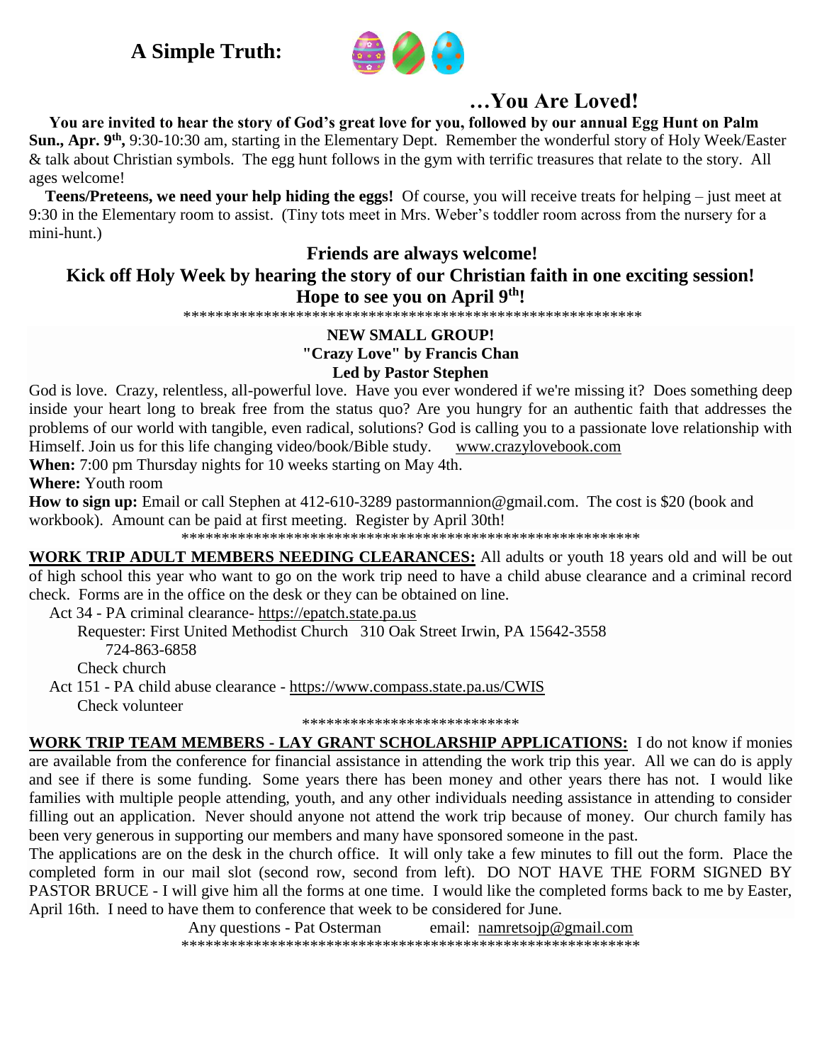# A Simple Truth:

## …You Are Loved!

**You are invited to hear the story of God's great love for you, followed by our annual Egg Hunt on Palm Sun., Apr. 9th,** 9:30-10:30 am, starting in the Elementary Dept. Remember the wonderful story of Holy Week/Easter & talk about Christian symbols. The egg hunt follows in the gym with terrific treasures that relate to the story. All ages welcome!

**Teens/Preteens, we need your help hiding the eggs!** Of course, you will receive treats for helping – just meet at 9:30 in the Elementary room to assist. (Tiny tots meet in Mrs. Weber's toddler room across from the nursery for a mini-hunt.)

**Friends are always welcome!**

**Kick off Holy Week by hearing the story of our Christian faith in one exciting session!**

**Hope to see you on April 9th!**

************************************************************

**NEW SMALL GROUP!**
**"Crazy Love" by Francis Chan**
**Led by Pastor Stephen**

God is love. Crazy, relentless, all-powerful love. Have you ever wondered if we're missing it? Does something deep inside your heart long to break free from the status quo? Are you hungry for an authentic faith that addresses the problems of our world with tangible, even radical, solutions? God is calling you to a passionate love relationship with Himself. Join us for this life changing video/book/Bible study. www.crazylovebook.com

**When:** 7:00 pm Thursday nights for 10 weeks starting on May 4th.

**Where:** Youth room

**How to sign up:** Email or call Stephen at 412-610-3289 pastormannion@gmail.com. The cost is $20 (book and workbook). Amount can be paid at first meeting. Register by April 30th!

************************************************************

**WORK TRIP ADULT MEMBERS NEEDING CLEARANCES:** All adults or youth 18 years old and will be out of high school this year who want to go on the work trip need to have a child abuse clearance and a criminal record check. Forms are in the office on the desk or they can be obtained on line.

Act 34 - PA criminal clearance- https://epatch.state.pa.us
Requester: First United Methodist Church 310 Oak Street Irwin, PA 15642-3558
724-863-6858
Check church

Act 151 - PA child abuse clearance - https://www.compass.state.pa.us/CWIS
Check volunteer

****************************

**WORK TRIP TEAM MEMBERS - LAY GRANT SCHOLARSHIP APPLICATIONS:** I do not know if monies are available from the conference for financial assistance in attending the work trip this year. All we can do is apply and see if there is some funding. Some years there has been money and other years there has not. I would like families with multiple people attending, youth, and any other individuals needing assistance in attending to consider filling out an application. Never should anyone not attend the work trip because of money. Our church family has been very generous in supporting our members and many have sponsored someone in the past.

The applications are on the desk in the church office. It will only take a few minutes to fill out the form. Place the completed form in our mail slot (second row, second from left). DO NOT HAVE THE FORM SIGNED BY PASTOR BRUCE - I will give him all the forms at one time. I would like the completed forms back to me by Easter, April 16th. I need to have them to conference that week to be considered for June.

Any questions - Pat Osterman email: namretsojp@gmail.com

************************************************************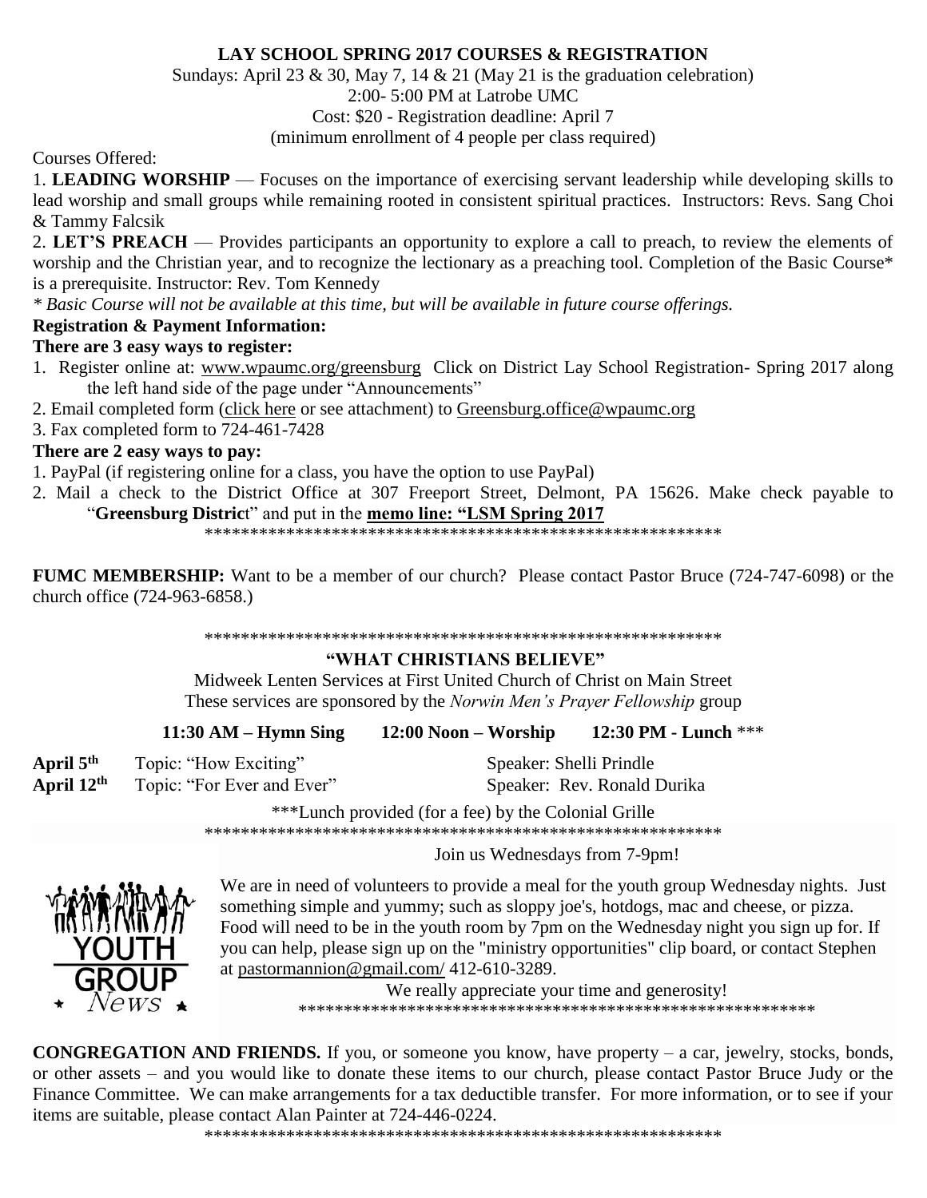## LAY SCHOOL SPRING 2017 COURSES & REGISTRATION

Sundays: April 23 & 30, May 7, 14 & 21 (May 21 is the graduation celebration)
2:00- 5:00 PM at Latrobe UMC
Cost: $20 - Registration deadline: April 7
(minimum enrollment of 4 people per class required)

Courses Offered:

1. **LEADING WORSHIP** — Focuses on the importance of exercising servant leadership while developing skills to lead worship and small groups while remaining rooted in consistent spiritual practices. Instructors: Revs. Sang Choi & Tammy Falcsik
2. **LET'S PREACH** — Provides participants an opportunity to explore a call to preach, to review the elements of worship and the Christian year, and to recognize the lectionary as a preaching tool. Completion of the Basic Course* is a prerequisite. Instructor: Rev. Tom Kennedy

*\* Basic Course will not be available at this time, but will be available in future course offerings.*

**Registration & Payment Information:**

**There are 3 easy ways to register:**

1. Register online at: www.wpaumc.org/greensburg Click on District Lay School Registration- Spring 2017 along the left hand side of the page under "Announcements"
2. Email completed form (click here or see attachment) to Greensburg.office@wpaumc.org
3. Fax completed form to 724-461-7428

**There are 2 easy ways to pay:**

1. PayPal (if registering online for a class, you have the option to use PayPal)
2. Mail a check to the District Office at 307 Freeport Street, Delmont, PA 15626. Make check payable to "**Greensburg Distric**t" and put in the **memo line: "LSM Spring 2017**

\*\*\*\*\*\*\*\*\*\*\*\*\*\*\*\*\*\*\*\*\*\*\*\*\*\*\*\*\*\*\*\*\*\*\*\*\*\*\*\*\*\*\*\*\*\*\*\*\*\*\*\*\*\*\*\*\*\*\*\*

**FUMC MEMBERSHIP:** Want to be a member of our church? Please contact Pastor Bruce (724-747-6098) or the church office (724-963-6858.)

\*\*\*\*\*\*\*\*\*\*\*\*\*\*\*\*\*\*\*\*\*\*\*\*\*\*\*\*\*\*\*\*\*\*\*\*\*\*\*\*\*\*\*\*\*\*\*\*\*\*\*\*\*\*\*\*\*\*\*\*

## "WHAT CHRISTIANS BELIEVE"

Midweek Lenten Services at First United Church of Christ on Main Street
These services are sponsored by the *Norwin Men's Prayer Fellowship* group

**11:30 AM – Hymn Sing** **12:00 Noon – Worship** **12:30 PM - Lunch** \*\*\*

| | | |
|---|---|---|
| **April 5th** | Topic: "How Exciting" | Speaker: Shelli Prindle |
| **April 12th** | Topic: "For Ever and Ever" | Speaker: Rev. Ronald Durika |

\*\*\*Lunch provided (for a fee) by the Colonial Grille

\*\*\*\*\*\*\*\*\*\*\*\*\*\*\*\*\*\*\*\*\*\*\*\*\*\*\*\*\*\*\*\*\*\*\*\*\*\*\*\*\*\*\*\*\*\*\*\*\*\*\*\*\*\*\*\*\*\*\*\*

YOUTH GROUP *News*

Join us Wednesdays from 7-9pm!

We are in need of volunteers to provide a meal for the youth group Wednesday nights. Just something simple and yummy; such as sloppy joe's, hotdogs, mac and cheese, or pizza. Food will need to be in the youth room by 7pm on the Wednesday night you sign up for. If you can help, please sign up on the "ministry opportunities" clip board, or contact Stephen at pastormannion@gmail.com/ 412-610-3289.

We really appreciate your time and generosity!

\*\*\*\*\*\*\*\*\*\*\*\*\*\*\*\*\*\*\*\*\*\*\*\*\*\*\*\*\*\*\*\*\*\*\*\*\*\*\*\*\*\*\*\*\*\*\*\*\*\*\*\*\*\*\*\*\*\*\*\*

**CONGREGATION AND FRIENDS.** If you, or someone you know, have property – a car, jewelry, stocks, bonds, or other assets – and you would like to donate these items to our church, please contact Pastor Bruce Judy or the Finance Committee. We can make arrangements for a tax deductible transfer. For more information, or to see if your items are suitable, please contact Alan Painter at 724-446-0224.

\*\*\*\*\*\*\*\*\*\*\*\*\*\*\*\*\*\*\*\*\*\*\*\*\*\*\*\*\*\*\*\*\*\*\*\*\*\*\*\*\*\*\*\*\*\*\*\*\*\*\*\*\*\*\*\*\*\*\*\*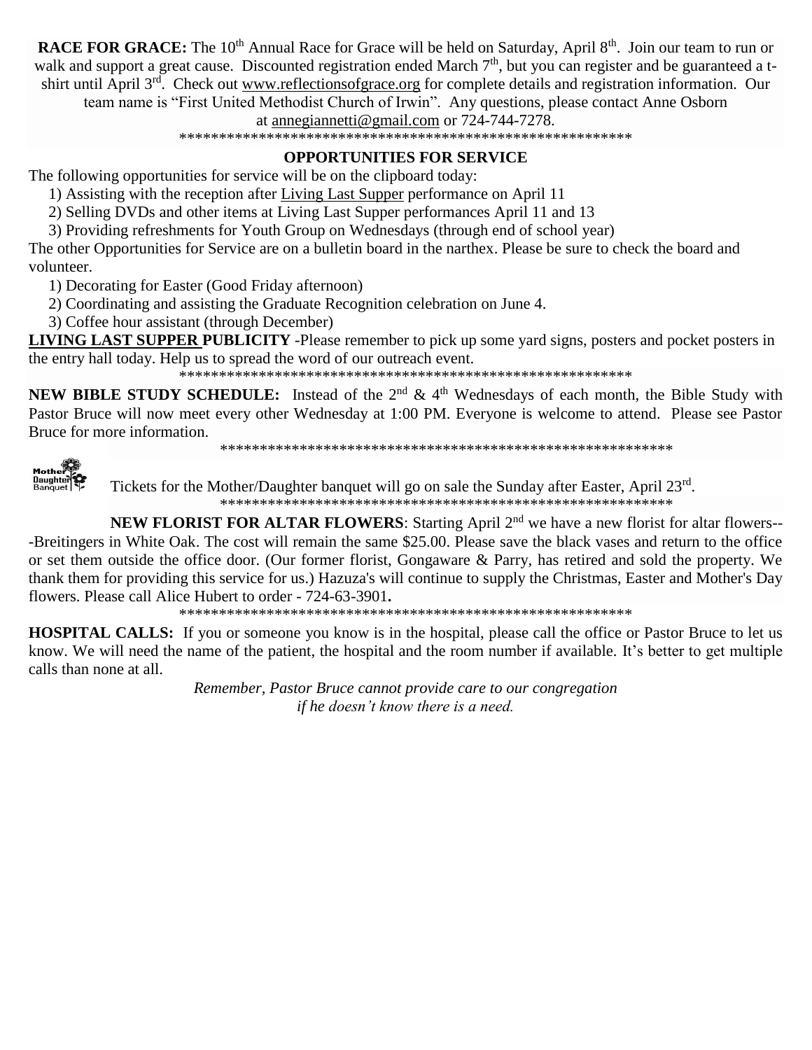**RACE FOR GRACE:** The 10th Annual Race for Grace will be held on Saturday, April 8th. Join our team to run or walk and support a great cause. Discounted registration ended March 7th, but you can register and be guaranteed a t-shirt until April 3rd. Check out www.reflectionsofgrace.org for complete details and registration information. Our team name is "First United Methodist Church of Irwin". Any questions, please contact Anne Osborn at annegiannetti@gmail.com or 724-744-7278.

\*\*\*\*\*\*\*\*\*\*\*\*\*\*\*\*\*\*\*\*\*\*\*\*\*\*\*\*\*\*\*\*\*\*\*\*\*\*\*\*\*\*\*\*\*\*\*\*\*\*\*\*\*\*\*\*\*\*

**OPPORTUNITIES FOR SERVICE**

The following opportunities for service will be on the clipboard today:

1) Assisting with the reception after Living Last Supper performance on April 11
2) Selling DVDs and other items at Living Last Supper performances April 11 and 13
3) Providing refreshments for Youth Group on Wednesdays (through end of school year)

The other Opportunities for Service are on a bulletin board in the narthex. Please be sure to check the board and volunteer.

1) Decorating for Easter (Good Friday afternoon)
2) Coordinating and assisting the Graduate Recognition celebration on June 4.
3) Coffee hour assistant (through December)

**LIVING LAST SUPPER PUBLICITY** -Please remember to pick up some yard signs, posters and pocket posters in the entry hall today. Help us to spread the word of our outreach event.

\*\*\*\*\*\*\*\*\*\*\*\*\*\*\*\*\*\*\*\*\*\*\*\*\*\*\*\*\*\*\*\*\*\*\*\*\*\*\*\*\*\*\*\*\*\*\*\*\*\*\*\*\*\*\*\*\*\*

**NEW BIBLE STUDY SCHEDULE:** Instead of the 2nd & 4th Wednesdays of each month, the Bible Study with Pastor Bruce will now meet every other Wednesday at 1:00 PM. Everyone is welcome to attend. Please see Pastor Bruce for more information.

\*\*\*\*\*\*\*\*\*\*\*\*\*\*\*\*\*\*\*\*\*\*\*\*\*\*\*\*\*\*\*\*\*\*\*\*\*\*\*\*\*\*\*\*\*\*\*\*\*\*\*\*\*\*\*\*\*\*

Mother Daughter Banquet

Tickets for the Mother/Daughter banquet will go on sale the Sunday after Easter, April 23rd.

\*\*\*\*\*\*\*\*\*\*\*\*\*\*\*\*\*\*\*\*\*\*\*\*\*\*\*\*\*\*\*\*\*\*\*\*\*\*\*\*\*\*\*\*\*\*\*\*\*\*\*\*\*\*\*\*\*\*

**NEW FLORIST FOR ALTAR FLOWERS**: Starting April 2nd we have a new florist for altar flowers---Breitingers in White Oak. The cost will remain the same $25.00. Please save the black vases and return to the office or set them outside the office door. (Our former florist, Gongaware & Parry, has retired and sold the property. We thank them for providing this service for us.) Hazuza's will continue to supply the Christmas, Easter and Mother's Day flowers. Please call Alice Hubert to order - 724-63-3901**.**

\*\*\*\*\*\*\*\*\*\*\*\*\*\*\*\*\*\*\*\*\*\*\*\*\*\*\*\*\*\*\*\*\*\*\*\*\*\*\*\*\*\*\*\*\*\*\*\*\*\*\*\*\*\*\*\*\*\*

**HOSPITAL CALLS:** If you or someone you know is in the hospital, please call the office or Pastor Bruce to let us know. We will need the name of the patient, the hospital and the room number if available. It's better to get multiple calls than none at all.

*Remember, Pastor Bruce cannot provide care to our congregation if he doesn't know there is a need.*